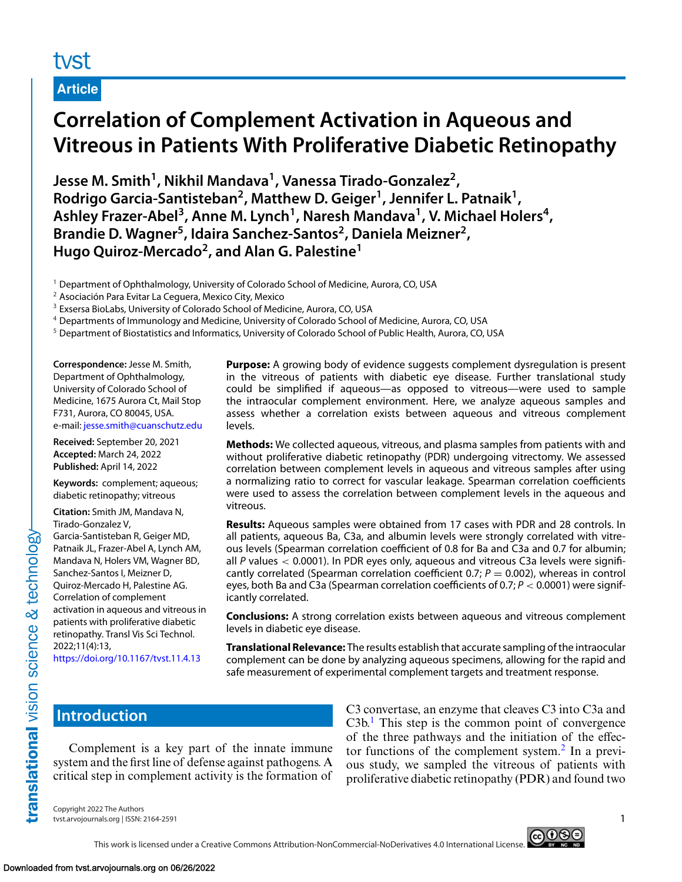tvst

**Article**

# Correlation of Complement Activation in Aqueous and Vitreous in Patients With Proliferative Diabetic Retinopathy

**Jesse M. Smith[1], Nikhil Mandava[1], Vanessa Tirado-Gonzalez[2], Rodrigo Garcia-Santisteban[2], Matthew D. Geiger[1], Jennifer L. Patnaik[1], Ashley Frazer-Abel[3], Anne M. Lynch[1], Naresh Mandava[1], V. Michael Holers[4], Brandie D. Wagner[5], Idaira Sanchez-Santos[2], Daniela Meizner[2], Hugo Quiroz-Mercado[2], and Alan G. Palestine[1]**

[1] Department of Ophthalmology, University of Colorado School of Medicine, Aurora, CO, USA
[2] Asociación Para Evitar La Ceguera, Mexico City, Mexico
[3] Exsersa BioLabs, University of Colorado School of Medicine, Aurora, CO, USA
[4] Departments of Immunology and Medicine, University of Colorado School of Medicine, Aurora, CO, USA
[5] Department of Biostatistics and Informatics, University of Colorado School of Public Health, Aurora, CO, USA

**Correspondence:** Jesse M. Smith, Department of Ophthalmology, University of Colorado School of Medicine, 1675 Aurora Ct, Mail Stop F731, Aurora, CO 80045, USA. e-mail: jesse.smith@cuanschutz.edu

**Received:** September 20, 2021
**Accepted:** March 24, 2022
**Published:** April 14, 2022

**Keywords:** complement; aqueous; diabetic retinopathy; vitreous

**Citation:** Smith JM, Mandava N, Tirado-Gonzalez V, Garcia-Santisteban R, Geiger MD, Patnaik JL, Frazer-Abel A, Lynch AM, Mandava N, Holers VM, Wagner BD, Sanchez-Santos I, Meizner D, Quiroz-Mercado H, Palestine AG. Correlation of complement activation in aqueous and vitreous in patients with proliferative diabetic retinopathy. Transl Vis Sci Technol. 2022;11(4):13, https://doi.org/10.1167/tvst.11.4.13

**Purpose:** A growing body of evidence suggests complement dysregulation is present in the vitreous of patients with diabetic eye disease. Further translational study could be simplified if aqueous—as opposed to vitreous—were used to sample the intraocular complement environment. Here, we analyze aqueous samples and assess whether a correlation exists between aqueous and vitreous complement levels.

**Methods:** We collected aqueous, vitreous, and plasma samples from patients with and without proliferative diabetic retinopathy (PDR) undergoing vitrectomy. We assessed correlation between complement levels in aqueous and vitreous samples after using a normalizing ratio to correct for vascular leakage. Spearman correlation coefficients were used to assess the correlation between complement levels in the aqueous and vitreous.

**Results:** Aqueous samples were obtained from 17 cases with PDR and 28 controls. In all patients, aqueous Ba, C3a, and albumin levels were strongly correlated with vitreous levels (Spearman correlation coefficient of 0.8 for Ba and C3a and 0.7 for albumin; all *P* values $< 0.0001$). In PDR eyes only, aqueous and vitreous C3a levels were significantly correlated (Spearman correlation coefficient 0.7; $P = 0.002$), whereas in control eyes, both Ba and C3a (Spearman correlation coefficients of 0.7; $P < 0.0001$) were significantly correlated.

**Conclusions:** A strong correlation exists between aqueous and vitreous complement levels in diabetic eye disease.

**Translational Relevance:** The results establish that accurate sampling of the intraocular complement can be done by analyzing aqueous specimens, allowing for the rapid and safe measurement of experimental complement targets and treatment response.

## Introduction

Complement is a key part of the innate immune system and the first line of defense against pathogens. A critical step in complement activity is the formation of C3 convertase, an enzyme that cleaves C3 into C3a and C3b.[1] This step is the common point of convergence of the three pathways and the initiation of the effector functions of the complement system.[2] In a previous study, we sampled the vitreous of patients with proliferative diabetic retinopathy (PDR) and found two

Copyright 2022 The Authors
tvst.arvojournals.org | ISSN: 2164-2591

This work is licensed under a Creative Commons Attribution-NonCommercial-NoDerivatives 4.0 International License.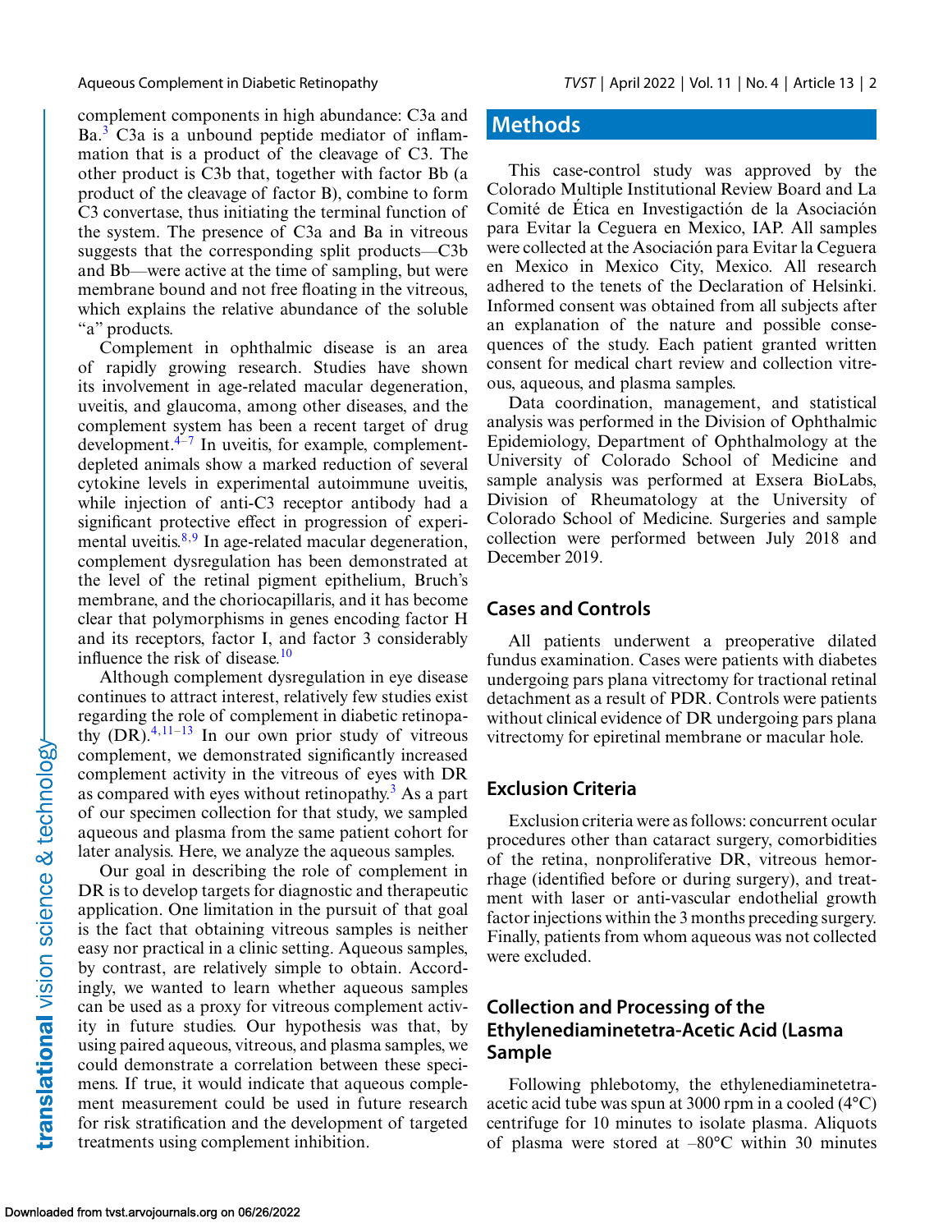complement components in high abundance: C3a and Ba.[3] C3a is a unbound peptide mediator of inflammation that is a product of the cleavage of C3. The other product is C3b that, together with factor Bb (a product of the cleavage of factor B), combine to form C3 convertase, thus initiating the terminal function of the system. The presence of C3a and Ba in vitreous suggests that the corresponding split products—C3b and Bb—were active at the time of sampling, but were membrane bound and not free floating in the vitreous, which explains the relative abundance of the soluble "a" products.

Complement in ophthalmic disease is an area of rapidly growing research. Studies have shown its involvement in age-related macular degeneration, uveitis, and glaucoma, among other diseases, and the complement system has been a recent target of drug development.[4–7] In uveitis, for example, complement-depleted animals show a marked reduction of several cytokine levels in experimental autoimmune uveitis, while injection of anti-C3 receptor antibody had a significant protective effect in progression of experimental uveitis.[8,9] In age-related macular degeneration, complement dysregulation has been demonstrated at the level of the retinal pigment epithelium, Bruch's membrane, and the choriocapillaris, and it has become clear that polymorphisms in genes encoding factor H and its receptors, factor I, and factor 3 considerably influence the risk of disease.[10]

Although complement dysregulation in eye disease continues to attract interest, relatively few studies exist regarding the role of complement in diabetic retinopathy (DR).[4,11–13] In our own prior study of vitreous complement, we demonstrated significantly increased complement activity in the vitreous of eyes with DR as compared with eyes without retinopathy.[3] As a part of our specimen collection for that study, we sampled aqueous and plasma from the same patient cohort for later analysis. Here, we analyze the aqueous samples.

Our goal in describing the role of complement in DR is to develop targets for diagnostic and therapeutic application. One limitation in the pursuit of that goal is the fact that obtaining vitreous samples is neither easy nor practical in a clinic setting. Aqueous samples, by contrast, are relatively simple to obtain. Accordingly, we wanted to learn whether aqueous samples can be used as a proxy for vitreous complement activity in future studies. Our hypothesis was that, by using paired aqueous, vitreous, and plasma samples, we could demonstrate a correlation between these specimens. If true, it would indicate that aqueous complement measurement could be used in future research for risk stratification and the development of targeted treatments using complement inhibition.

## Methods

This case-control study was approved by the Colorado Multiple Institutional Review Board and La Comité de Ética en Investigación de la Asociación para Evitar la Ceguera en Mexico, IAP. All samples were collected at the Asociación para Evitar la Ceguera en Mexico in Mexico City, Mexico. All research adhered to the tenets of the Declaration of Helsinki. Informed consent was obtained from all subjects after an explanation of the nature and possible consequences of the study. Each patient granted written consent for medical chart review and collection vitreous, aqueous, and plasma samples.

Data coordination, management, and statistical analysis was performed in the Division of Ophthalmic Epidemiology, Department of Ophthalmology at the University of Colorado School of Medicine and sample analysis was performed at Exsera BioLabs, Division of Rheumatology at the University of Colorado School of Medicine. Surgeries and sample collection were performed between July 2018 and December 2019.

### Cases and Controls

All patients underwent a preoperative dilated fundus examination. Cases were patients with diabetes undergoing pars plana vitrectomy for tractional retinal detachment as a result of PDR. Controls were patients without clinical evidence of DR undergoing pars plana vitrectomy for epiretinal membrane or macular hole.

### Exclusion Criteria

Exclusion criteria were as follows: concurrent ocular procedures other than cataract surgery, comorbidities of the retina, nonproliferative DR, vitreous hemorrhage (identified before or during surgery), and treatment with laser or anti-vascular endothelial growth factor injections within the 3 months preceding surgery. Finally, patients from whom aqueous was not collected were excluded.

### Collection and Processing of the Ethylenediaminetetra-Acetic Acid (Lasma Sample

Following phlebotomy, the ethylenediaminetetra-acetic acid tube was spun at 3000 rpm in a cooled (4°C) centrifuge for 10 minutes to isolate plasma. Aliquots of plasma were stored at –80°C within 30 minutes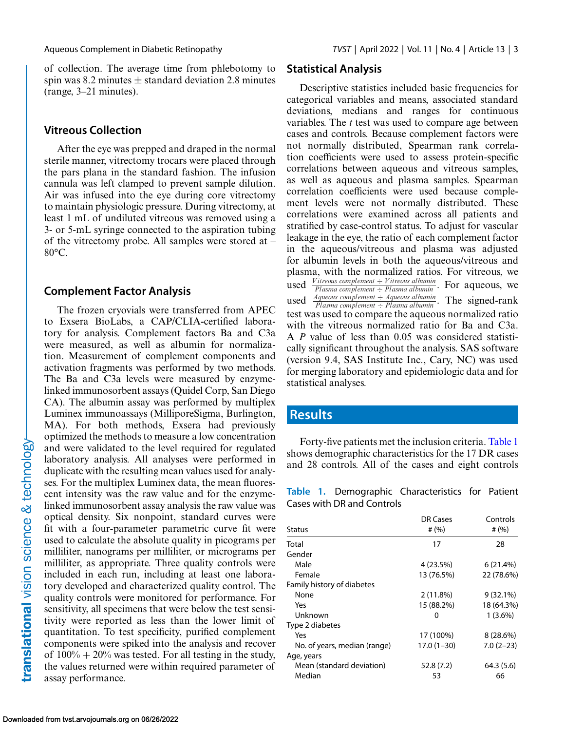of collection. The average time from phlebotomy to spin was 8.2 minutes ± standard deviation 2.8 minutes (range, 3–21 minutes).

## Vitreous Collection

After the eye was prepped and draped in the normal sterile manner, vitrectomy trocars were placed through the pars plana in the standard fashion. The infusion cannula was left clamped to prevent sample dilution. Air was infused into the eye during core vitrectomy to maintain physiologic pressure. During vitrectomy, at least 1 mL of undiluted vitreous was removed using a 3- or 5-mL syringe connected to the aspiration tubing of the vitrectomy probe. All samples were stored at –80°C.

## Complement Factor Analysis

The frozen cryovials were transferred from APEC to Exsera BioLabs, a CAP/CLIA-certified laboratory for analysis. Complement factors Ba and C3a were measured, as well as albumin for normalization. Measurement of complement components and activation fragments was performed by two methods. The Ba and C3a levels were measured by enzyme-linked immunosorbent assays (Quidel Corp, San Diego CA). The albumin assay was performed by multiplex Luminex immunoassays (MilliporeSigma, Burlington, MA). For both methods, Exsera had previously optimized the methods to measure a low concentration and were validated to the level required for regulated laboratory analysis. All analyses were performed in duplicate with the resulting mean values used for analyses. For the multiplex Luminex data, the mean fluorescent intensity was the raw value and for the enzyme-linked immunosorbent assay analysis the raw value was optical density. Six nonpoint, standard curves were fit with a four-parameter parametric curve fit were used to calculate the absolute quality in picograms per milliliter, nanograms per milliliter, or micrograms per milliliter, as appropriate. Three quality controls were included in each run, including at least one laboratory developed and characterized quality control. The quality controls were monitored for performance. For sensitivity, all specimens that were below the test sensitivity were reported as less than the lower limit of quantitation. To test specificity, purified complement components were spiked into the analysis and recover of 100% + 20% was tested. For all testing in the study, the values returned were within required parameter of assay performance.

## Statistical Analysis

Descriptive statistics included basic frequencies for categorical variables and means, associated standard deviations, medians and ranges for continuous variables. The *t* test was used to compare age between cases and controls. Because complement factors were not normally distributed, Spearman rank correlation coefficients were used to assess protein-specific correlations between aqueous and vitreous samples, as well as aqueous and plasma samples. Spearman correlation coefficients were used because complement levels were not normally distributed. These correlations were examined across all patients and stratified by case-control status. To adjust for vascular leakage in the eye, the ratio of each complement factor in the aqueous/vitreous and plasma was adjusted for albumin levels in both the aqueous/vitreous and plasma, with the normalized ratios. For vitreous, we used $\frac{Vitreous\ complement \div Vitreous\ albumin}{Plasma\ complement \div Plasma\ albumin}$. For aqueous, we used $\frac{Aqueous\ complement \div Aqueous\ albumin}{Plasma\ complement \div Plasma\ albumin}$. The signed-rank test was used to compare the aqueous normalized ratio with the vitreous normalized ratio for Ba and C3a. A *P* value of less than 0.05 was considered statistically significant throughout the analysis. SAS software (version 9.4, SAS Institute Inc., Cary, NC) was used for merging laboratory and epidemiologic data and for statistical analyses.

# Results

Forty-five patients met the inclusion criteria. Table 1 shows demographic characteristics for the 17 DR cases and 28 controls. All of the cases and eight controls

**Table 1.** Demographic Characteristics for Patient Cases with DR and Controls

| Status | DR Cases # (%) | Controls # (%) |
|---|---|---|
| Total | 17 | 28 |
| Gender | | |
| Male | 4 (23.5%) | 6 (21.4%) |
| Female | 13 (76.5%) | 22 (78.6%) |
| Family history of diabetes | | |
| None | 2 (11.8%) | 9 (32.1%) |
| Yes | 15 (88.2%) | 18 (64.3%) |
| Unknown | 0 | 1 (3.6%) |
| Type 2 diabetes | | |
| Yes | 17 (100%) | 8 (28.6%) |
| No. of years, median (range) | 17.0 (1–30) | 7.0 (2–23) |
| Age, years | | |
| Mean (standard deviation) | 52.8 (7.2) | 64.3 (5.6) |
| Median | 53 | 66 |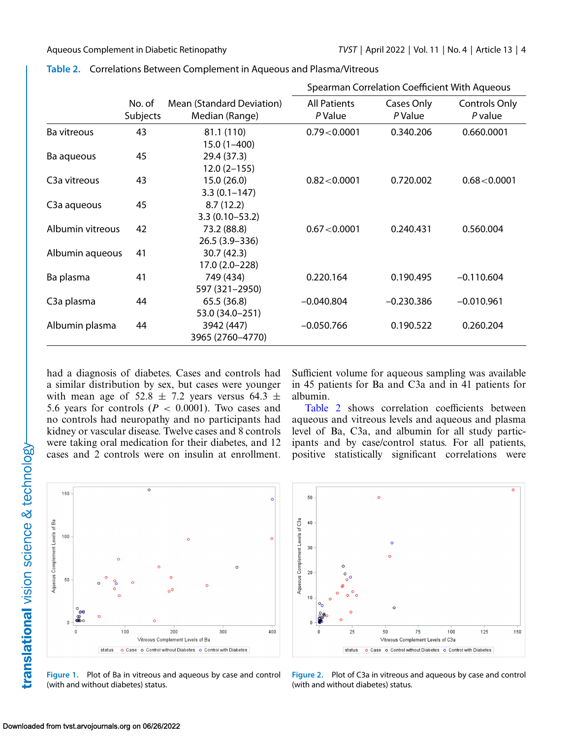**Table 2.** Correlations Between Complement in Aqueous and Plasma/Vitreous

| | | | Spearman Correlation Coefficient With Aqueous | | |
|---|---|---|---|---|---|
| | No. of Subjects | Mean (Standard Deviation) Median (Range) | All Patients *P* Value | Cases Only *P* Value | Controls Only *P* value |
| Ba vitreous | 43 | 81.1 (110) 15.0 (1–400) | 0.79<0.0001 | 0.340.206 | 0.660.0001 |
| Ba aqueous | 45 | 29.4 (37.3) 12.0 (2–155) | | | |
| C3a vitreous | 43 | 15.0 (26.0) 3.3 (0.1–147) | 0.82<0.0001 | 0.720.002 | 0.68<0.0001 |
| C3a aqueous | 45 | 8.7 (12.2) 3.3 (0.10–53.2) | | | |
| Albumin vitreous | 42 | 73.2 (88.8) 26.5 (3.9–336) | 0.67<0.0001 | 0.240.431 | 0.560.004 |
| Albumin aqueous | 41 | 30.7 (42.3) 17.0 (2.0–228) | | | |
| Ba plasma | 41 | 749 (434) 597 (321–2950) | 0.220.164 | 0.190.495 | −0.110.604 |
| C3a plasma | 44 | 65.5 (36.8) 53.0 (34.0–251) | −0.040.804 | −0.230.386 | −0.010.961 |
| Albumin plasma | 44 | 3942 (447) 3965 (2760–4770) | −0.050.766 | 0.190.522 | 0.260.204 |

had a diagnosis of diabetes. Cases and controls had a similar distribution by sex, but cases were younger with mean age of 52.8 ± 7.2 years versus 64.3 ± 5.6 years for controls ($P < 0.0001$). Two cases and no controls had neuropathy and no participants had kidney or vascular disease. Twelve cases and 8 controls were taking oral medication for their diabetes, and 12 cases and 2 controls were on insulin at enrollment. Sufficient volume for aqueous sampling was available in 45 patients for Ba and C3a and in 41 patients for albumin.

Table 2 shows correlation coefficients between aqueous and vitreous levels and aqueous and plasma level of Ba, C3a, and albumin for all study participants and by case/control status. For all patients, positive statistically significant correlations were

**Figure 1.** Plot of Ba in vitreous and aqueous by case and control (with and without diabetes) status.

**Figure 2.** Plot of C3a in vitreous and aqueous by case and control (with and without diabetes) status.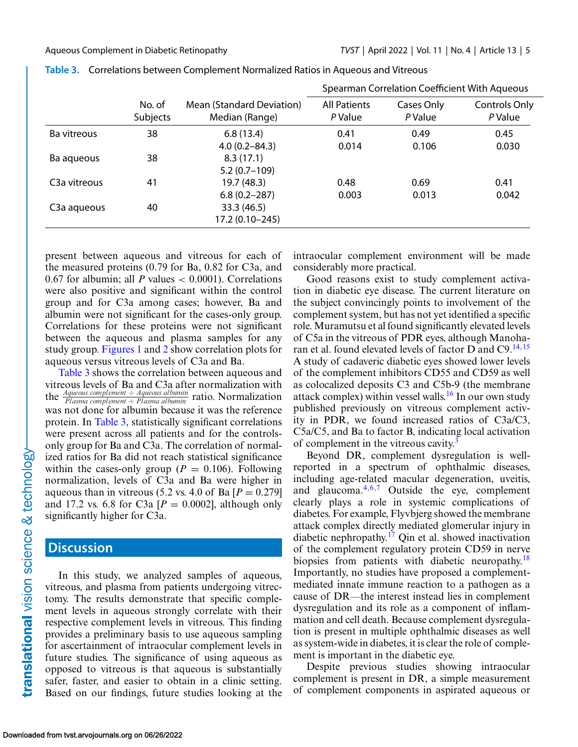**Table 3.** Correlations between Complement Normalized Ratios in Aqueous and Vitreous

| | No. of Subjects | Mean (Standard Deviation) Median (Range) | Spearman Correlation Coefficient With Aqueous | | |
|---|---|---|---|---|---|
| | | | All Patients *P* Value | Cases Only *P* Value | Controls Only *P* Value |
| Ba vitreous | 38 | 6.8 (13.4) 4.0 (0.2–84.3) | 0.41 0.014 | 0.49 0.106 | 0.45 0.030 |
| Ba aqueous | 38 | 8.3 (17.1) 5.2 (0.7–109) | | | |
| C3a vitreous | 41 | 19.7 (48.3) 6.8 (0.2–287) | 0.48 0.003 | 0.69 0.013 | 0.41 0.042 |
| C3a aqueous | 40 | 33.3 (46.5) 17.2 (0.10–245) | | | |

present between aqueous and vitreous for each of the measured proteins (0.79 for Ba, 0.82 for C3a, and 0.67 for albumin; all $P$ values $< 0.0001$). Correlations were also positive and significant within the control group and for C3a among cases; however, Ba and albumin were not significant for the cases-only group. Correlations for these proteins were not significant between the aqueous and plasma samples for any study group. Figures 1 and 2 show correlation plots for aqueous versus vitreous levels of C3a and Ba.

Table 3 shows the correlation between aqueous and vitreous levels of Ba and C3a after normalization with the $\frac{\text{Aqueous complement} \div \text{Aqueous albumin}}{\text{Plasma complement} \div \text{Plasma albumin}}$ ratio. Normalization was not done for albumin because it was the reference protein. In Table 3, statistically significant correlations were present across all patients and for the controls-only group for Ba and C3a. The correlation of normalized ratios for Ba did not reach statistical significance within the cases-only group ($P = 0.106$). Following normalization, levels of C3a and Ba were higher in aqueous than in vitreous (5.2 vs. 4.0 of Ba [$P = 0.279$] and 17.2 vs. 6.8 for C3a [$P = 0.0002$], although only significantly higher for C3a.

## Discussion

In this study, we analyzed samples of aqueous, vitreous, and plasma from patients undergoing vitrectomy. The results demonstrate that specific complement levels in aqueous strongly correlate with their respective complement levels in vitreous. This finding provides a preliminary basis to use aqueous sampling for ascertainment of intraocular complement levels in future studies. The significance of using aqueous as opposed to vitreous is that aqueous is substantially safer, faster, and easier to obtain in a clinic setting. Based on our findings, future studies looking at the intraocular complement environment will be made considerably more practical.

Good reasons exist to study complement activation in diabetic eye disease. The current literature on the subject convincingly points to involvement of the complement system, but has not yet identified a specific role. Muramutsu et al found significantly elevated levels of C5a in the vitreous of PDR eyes, although Manoharan et al. found elevated levels of factor D and C9.[14,15] A study of cadaveric diabetic eyes showed lower levels of the complement inhibitors CD55 and CD59 as well as colocalized deposits C3 and C5b-9 (the membrane attack complex) within vessel walls.[16] In our own study published previously on vitreous complement activity in PDR, we found increased ratios of C3a/C3, C5a/C5, and Ba to factor B, indicating local activation of complement in the vitreous cavity.[3]

Beyond DR, complement dysregulation is well-reported in a spectrum of ophthalmic diseases, including age-related macular degeneration, uveitis, and glaucoma.[4,6,7] Outside the eye, complement clearly plays a role in systemic complications of diabetes. For example, Flyvbjerg showed the membrane attack complex directly mediated glomerular injury in diabetic nephropathy.[17] Qin et al. showed inactivation of the complement regulatory protein CD59 in nerve biopsies from patients with diabetic neuropathy.[18] Importantly, no studies have proposed a complement-mediated innate immune reaction to a pathogen as a cause of DR—the interest instead lies in complement dysregulation and its role as a component of inflammation and cell death. Because complement dysregulation is present in multiple ophthalmic diseases as well as system-wide in diabetes, it is clear the role of complement is important in the diabetic eye.

Despite previous studies showing intraocular complement is present in DR, a simple measurement of complement components in aspirated aqueous or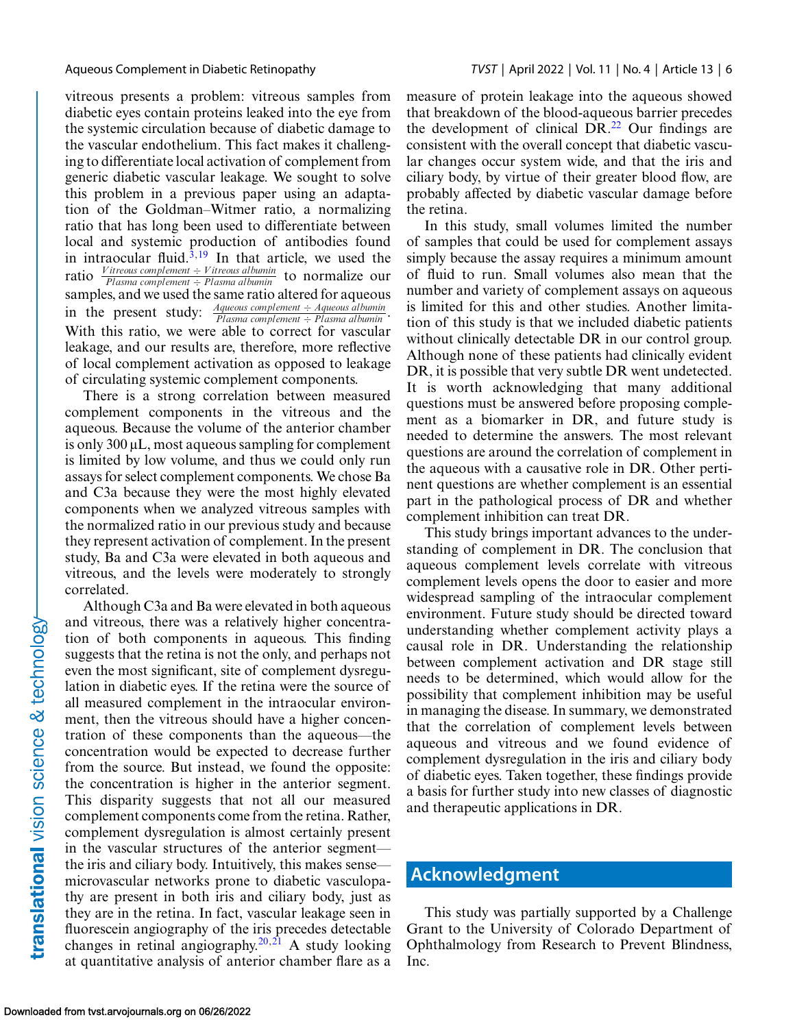vitreous presents a problem: vitreous samples from diabetic eyes contain proteins leaked into the eye from the systemic circulation because of diabetic damage to the vascular endothelium. This fact makes it challenging to differentiate local activation of complement from generic diabetic vascular leakage. We sought to solve this problem in a previous paper using an adaptation of the Goldman–Witmer ratio, a normalizing ratio that has long been used to differentiate between local and systemic production of antibodies found in intraocular fluid.[3,19] In that article, we used the ratio $\frac{\textit{Vitreous complement} \div \textit{Vitreous albumin}}{\textit{Plasma complement} \div \textit{Plasma albumin}}$ to normalize our samples, and we used the same ratio altered for aqueous in the present study: $\frac{\textit{Aqueous complement} \div \textit{Aqueous albumin}}{\textit{Plasma complement} \div \textit{Plasma albumin}}$. With this ratio, we were able to correct for vascular leakage, and our results are, therefore, more reflective of local complement activation as opposed to leakage of circulating systemic complement components.

There is a strong correlation between measured complement components in the vitreous and the aqueous. Because the volume of the anterior chamber is only 300 µL, most aqueous sampling for complement is limited by low volume, and thus we could only run assays for select complement components. We chose Ba and C3a because they were the most highly elevated components when we analyzed vitreous samples with the normalized ratio in our previous study and because they represent activation of complement. In the present study, Ba and C3a were elevated in both aqueous and vitreous, and the levels were moderately to strongly correlated.

Although C3a and Ba were elevated in both aqueous and vitreous, there was a relatively higher concentration of both components in aqueous. This finding suggests that the retina is not the only, and perhaps not even the most significant, site of complement dysregulation in diabetic eyes. If the retina were the source of all measured complement in the intraocular environment, then the vitreous should have a higher concentration of these components than the aqueous—the concentration would be expected to decrease further from the source. But instead, we found the opposite: the concentration is higher in the anterior segment. This disparity suggests that not all our measured complement components come from the retina. Rather, complement dysregulation is almost certainly present in the vascular structures of the anterior segment—the iris and ciliary body. Intuitively, this makes sense—microvascular networks prone to diabetic vasculopathy are present in both iris and ciliary body, just as they are in the retina. In fact, vascular leakage seen in fluorescein angiography of the iris precedes detectable changes in retinal angiography.[20,21] A study looking at quantitative analysis of anterior chamber flare as a measure of protein leakage into the aqueous showed that breakdown of the blood-aqueous barrier precedes the development of clinical DR.[22] Our findings are consistent with the overall concept that diabetic vascular changes occur system wide, and that the iris and ciliary body, by virtue of their greater blood flow, are probably affected by diabetic vascular damage before the retina.

In this study, small volumes limited the number of samples that could be used for complement assays simply because the assay requires a minimum amount of fluid to run. Small volumes also mean that the number and variety of complement assays on aqueous is limited for this and other studies. Another limitation of this study is that we included diabetic patients without clinically detectable DR in our control group. Although none of these patients had clinically evident DR, it is possible that very subtle DR went undetected. It is worth acknowledging that many additional questions must be answered before proposing complement as a biomarker in DR, and future study is needed to determine the answers. The most relevant questions are around the correlation of complement in the aqueous with a causative role in DR. Other pertinent questions are whether complement is an essential part in the pathological process of DR and whether complement inhibition can treat DR.

This study brings important advances to the understanding of complement in DR. The conclusion that aqueous complement levels correlate with vitreous complement levels opens the door to easier and more widespread sampling of the intraocular complement environment. Future study should be directed toward understanding whether complement activity plays a causal role in DR. Understanding the relationship between complement activation and DR stage still needs to be determined, which would allow for the possibility that complement inhibition may be useful in managing the disease. In summary, we demonstrated that the correlation of complement levels between aqueous and vitreous and we found evidence of complement dysregulation in the iris and ciliary body of diabetic eyes. Taken together, these findings provide a basis for further study into new classes of diagnostic and therapeutic applications in DR.

## Acknowledgment

This study was partially supported by a Challenge Grant to the University of Colorado Department of Ophthalmology from Research to Prevent Blindness, Inc.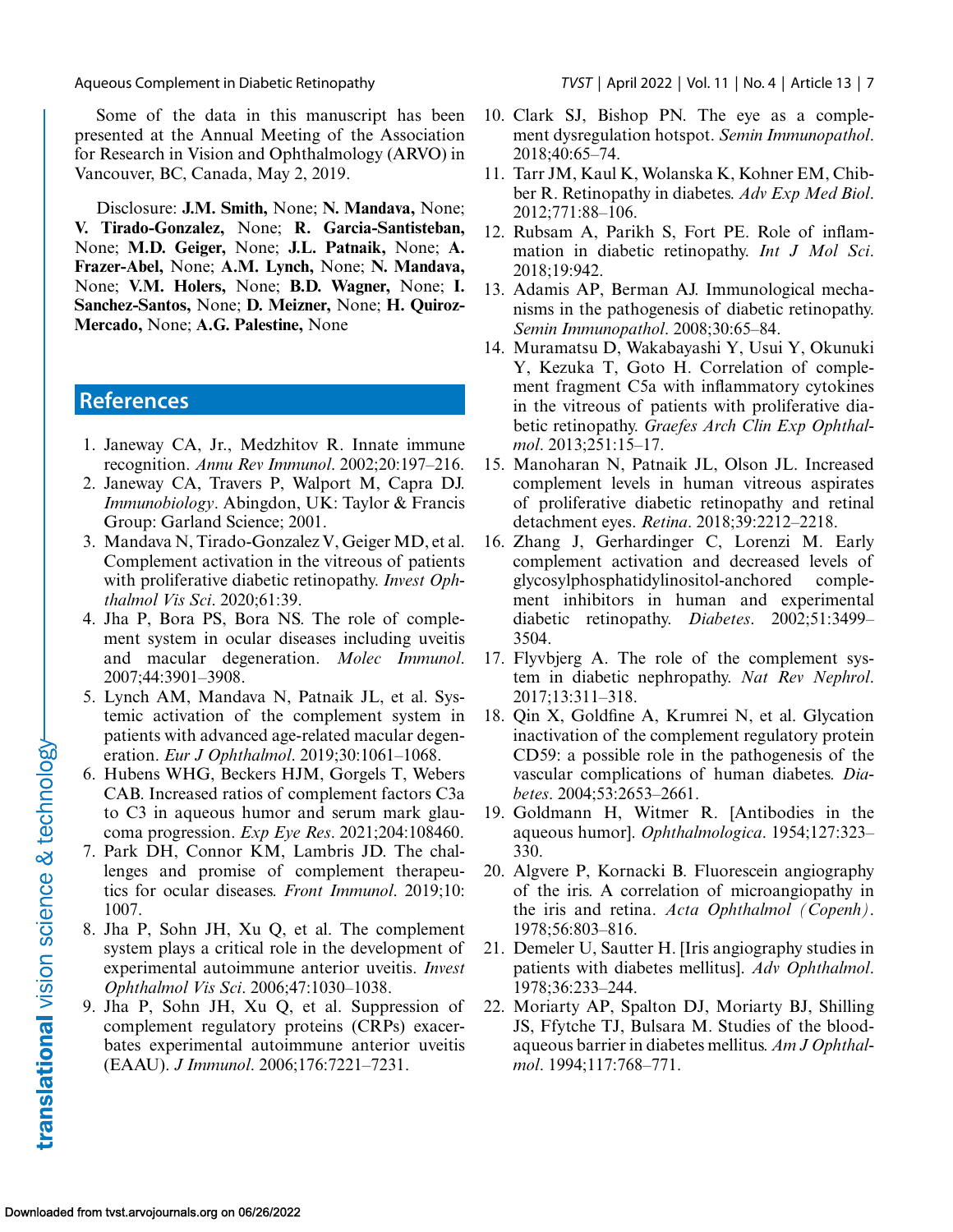Some of the data in this manuscript has been presented at the Annual Meeting of the Association for Research in Vision and Ophthalmology (ARVO) in Vancouver, BC, Canada, May 2, 2019.

Disclosure: **J.M. Smith,** None; **N. Mandava,** None; **V. Tirado-Gonzalez,** None; **R. Garcia-Santisteban,** None; **M.D. Geiger,** None; **J.L. Patnaik,** None; **A. Frazer-Abel,** None; **A.M. Lynch,** None; **N. Mandava,** None; **V.M. Holers,** None; **B.D. Wagner,** None; **I. Sanchez-Santos,** None; **D. Meizner,** None; **H. Quiroz-Mercado,** None; **A.G. Palestine,** None

## References

1. Janeway CA, Jr., Medzhitov R. Innate immune recognition. *Annu Rev Immunol*. 2002;20:197–216.
2. Janeway CA, Travers P, Walport M, Capra DJ. *Immunobiology*. Abingdon, UK: Taylor & Francis Group: Garland Science; 2001.
3. Mandava N, Tirado-Gonzalez V, Geiger MD, et al. Complement activation in the vitreous of patients with proliferative diabetic retinopathy. *Invest Ophthalmol Vis Sci*. 2020;61:39.
4. Jha P, Bora PS, Bora NS. The role of complement system in ocular diseases including uveitis and macular degeneration. *Molec Immunol*. 2007;44:3901–3908.
5. Lynch AM, Mandava N, Patnaik JL, et al. Systemic activation of the complement system in patients with advanced age-related macular degeneration. *Eur J Ophthalmol*. 2019;30:1061–1068.
6. Hubens WHG, Beckers HJM, Gorgels T, Webers CAB. Increased ratios of complement factors C3a to C3 in aqueous humor and serum mark glaucoma progression. *Exp Eye Res*. 2021;204:108460.
7. Park DH, Connor KM, Lambris JD. The challenges and promise of complement therapeutics for ocular diseases. *Front Immunol*. 2019;10:1007.
8. Jha P, Sohn JH, Xu Q, et al. The complement system plays a critical role in the development of experimental autoimmune anterior uveitis. *Invest Ophthalmol Vis Sci*. 2006;47:1030–1038.
9. Jha P, Sohn JH, Xu Q, et al. Suppression of complement regulatory proteins (CRPs) exacerbates experimental autoimmune anterior uveitis (EAAU). *J Immunol*. 2006;176:7221–7231.
10. Clark SJ, Bishop PN. The eye as a complement dysregulation hotspot. *Semin Immunopathol*. 2018;40:65–74.
11. Tarr JM, Kaul K, Wolanska K, Kohner EM, Chibber R. Retinopathy in diabetes. *Adv Exp Med Biol*. 2012;771:88–106.
12. Rubsam A, Parikh S, Fort PE. Role of inflammation in diabetic retinopathy. *Int J Mol Sci*. 2018;19:942.
13. Adamis AP, Berman AJ. Immunological mechanisms in the pathogenesis of diabetic retinopathy. *Semin Immunopathol*. 2008;30:65–84.
14. Muramatsu D, Wakabayashi Y, Usui Y, Okunuki Y, Kezuka T, Goto H. Correlation of complement fragment C5a with inflammatory cytokines in the vitreous of patients with proliferative diabetic retinopathy. *Graefes Arch Clin Exp Ophthalmol*. 2013;251:15–17.
15. Manoharan N, Patnaik JL, Olson JL. Increased complement levels in human vitreous aspirates of proliferative diabetic retinopathy and retinal detachment eyes. *Retina*. 2018;39:2212–2218.
16. Zhang J, Gerhardinger C, Lorenzi M. Early complement activation and decreased levels of glycosylphosphatidylinositol-anchored complement inhibitors in human and experimental diabetic retinopathy. *Diabetes*. 2002;51:3499–3504.
17. Flyvbjerg A. The role of the complement system in diabetic nephropathy. *Nat Rev Nephrol*. 2017;13:311–318.
18. Qin X, Goldfine A, Krumrei N, et al. Glycation inactivation of the complement regulatory protein CD59: a possible role in the pathogenesis of the vascular complications of human diabetes. *Diabetes*. 2004;53:2653–2661.
19. Goldmann H, Witmer R. [Antibodies in the aqueous humor]. *Ophthalmologica*. 1954;127:323–330.
20. Algvere P, Kornacki B. Fluorescein angiography of the iris. A correlation of microangiopathy in the iris and retina. *Acta Ophthalmol (Copenh)*. 1978;56:803–816.
21. Demeler U, Sautter H. [Iris angiography studies in patients with diabetes mellitus]. *Adv Ophthalmol*. 1978;36:233–244.
22. Moriarty AP, Spalton DJ, Moriarty BJ, Shilling JS, Ffytche TJ, Bulsara M. Studies of the blood-aqueous barrier in diabetes mellitus. *Am J Ophthalmol*. 1994;117:768–771.